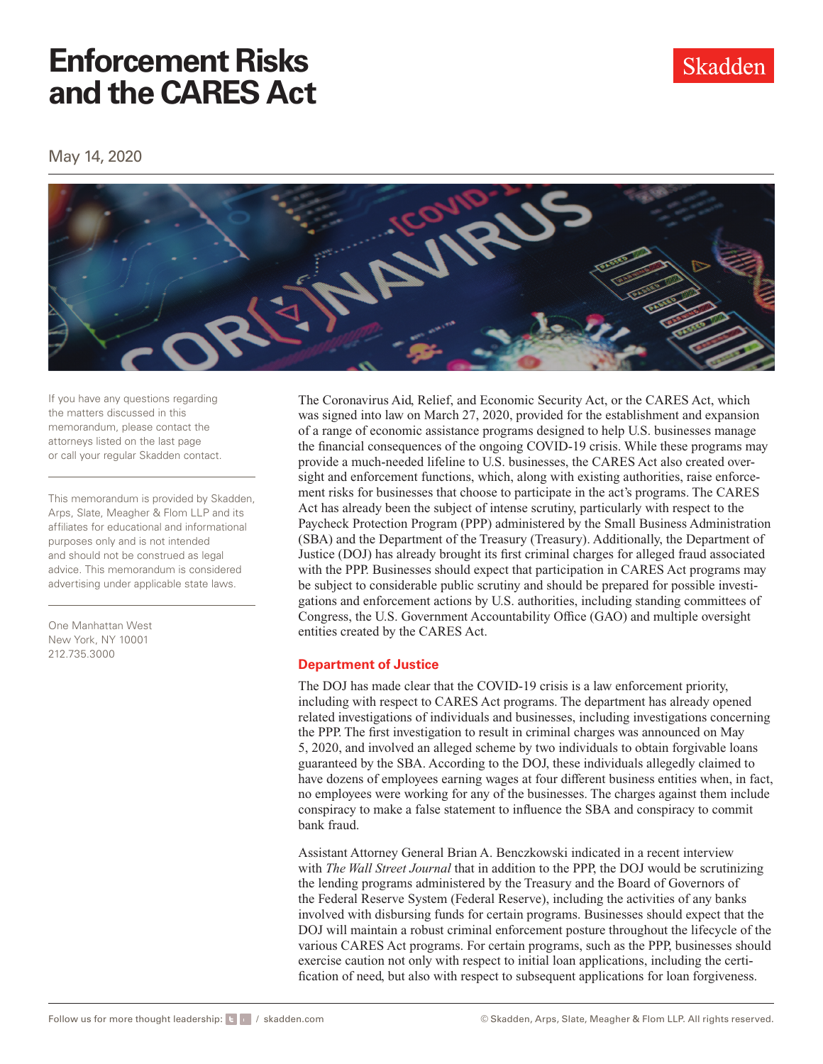# Enforcement Risks and the CARES Act

Skadden

May 14, 2020

If you have any questions regarding the matters discussed in this memorandum, please contact the attorneys listed on the last page or call your regular Skadden contact.

This memorandum is provided by Skadden, Arps, Slate, Meagher & Flom LLP and its affiliates for educational and informational purposes only and is not intended and should not be construed as legal advice. This memorandum is considered advertising under applicable state laws.

One Manhattan West
New York, NY 10001
212.735.3000

The Coronavirus Aid, Relief, and Economic Security Act, or the CARES Act, which was signed into law on March 27, 2020, provided for the establishment and expansion of a range of economic assistance programs designed to help U.S. businesses manage the financial consequences of the ongoing COVID-19 crisis. While these programs may provide a much-needed lifeline to U.S. businesses, the CARES Act also created oversight and enforcement functions, which, along with existing authorities, raise enforcement risks for businesses that choose to participate in the act's programs. The CARES Act has already been the subject of intense scrutiny, particularly with respect to the Paycheck Protection Program (PPP) administered by the Small Business Administration (SBA) and the Department of the Treasury (Treasury). Additionally, the Department of Justice (DOJ) has already brought its first criminal charges for alleged fraud associated with the PPP. Businesses should expect that participation in CARES Act programs may be subject to considerable public scrutiny and should be prepared for possible investigations and enforcement actions by U.S. authorities, including standing committees of Congress, the U.S. Government Accountability Office (GAO) and multiple oversight entities created by the CARES Act.

## Department of Justice

The DOJ has made clear that the COVID-19 crisis is a law enforcement priority, including with respect to CARES Act programs. The department has already opened related investigations of individuals and businesses, including investigations concerning the PPP. The first investigation to result in criminal charges was announced on May 5, 2020, and involved an alleged scheme by two individuals to obtain forgivable loans guaranteed by the SBA. According to the DOJ, these individuals allegedly claimed to have dozens of employees earning wages at four different business entities when, in fact, no employees were working for any of the businesses. The charges against them include conspiracy to make a false statement to influence the SBA and conspiracy to commit bank fraud.

Assistant Attorney General Brian A. Benczkowski indicated in a recent interview with *The Wall Street Journal* that in addition to the PPP, the DOJ would be scrutinizing the lending programs administered by the Treasury and the Board of Governors of the Federal Reserve System (Federal Reserve), including the activities of any banks involved with disbursing funds for certain programs. Businesses should expect that the DOJ will maintain a robust criminal enforcement posture throughout the lifecycle of the various CARES Act programs. For certain programs, such as the PPP, businesses should exercise caution not only with respect to initial loan applications, including the certification of need, but also with respect to subsequent applications for loan forgiveness.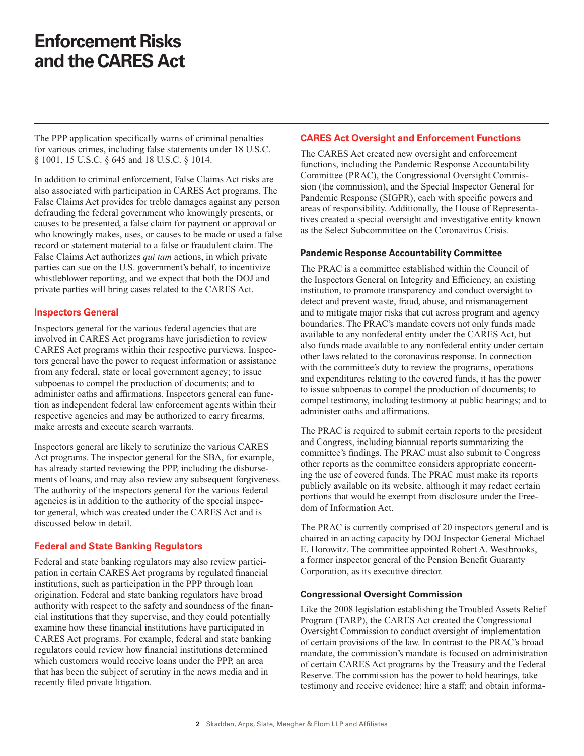# Enforcement Risks and the CARES Act

The PPP application specifically warns of criminal penalties for various crimes, including false statements under 18 U.S.C. § 1001, 15 U.S.C. § 645 and 18 U.S.C. § 1014.

In addition to criminal enforcement, False Claims Act risks are also associated with participation in CARES Act programs. The False Claims Act provides for treble damages against any person defrauding the federal government who knowingly presents, or causes to be presented, a false claim for payment or approval or who knowingly makes, uses, or causes to be made or used a false record or statement material to a false or fraudulent claim. The False Claims Act authorizes *qui tam* actions, in which private parties can sue on the U.S. government's behalf, to incentivize whistleblower reporting, and we expect that both the DOJ and private parties will bring cases related to the CARES Act.

## Inspectors General

Inspectors general for the various federal agencies that are involved in CARES Act programs have jurisdiction to review CARES Act programs within their respective purviews. Inspectors general have the power to request information or assistance from any federal, state or local government agency; to issue subpoenas to compel the production of documents; and to administer oaths and affirmations. Inspectors general can function as independent federal law enforcement agents within their respective agencies and may be authorized to carry firearms, make arrests and execute search warrants.

Inspectors general are likely to scrutinize the various CARES Act programs. The inspector general for the SBA, for example, has already started reviewing the PPP, including the disbursements of loans, and may also review any subsequent forgiveness. The authority of the inspectors general for the various federal agencies is in addition to the authority of the special inspector general, which was created under the CARES Act and is discussed below in detail.

## Federal and State Banking Regulators

Federal and state banking regulators may also review participation in certain CARES Act programs by regulated financial institutions, such as participation in the PPP through loan origination. Federal and state banking regulators have broad authority with respect to the safety and soundness of the financial institutions that they supervise, and they could potentially examine how these financial institutions have participated in CARES Act programs. For example, federal and state banking regulators could review how financial institutions determined which customers would receive loans under the PPP, an area that has been the subject of scrutiny in the news media and in recently filed private litigation.

## CARES Act Oversight and Enforcement Functions

The CARES Act created new oversight and enforcement functions, including the Pandemic Response Accountability Committee (PRAC), the Congressional Oversight Commission (the commission), and the Special Inspector General for Pandemic Response (SIGPR), each with specific powers and areas of responsibility. Additionally, the House of Representatives created a special oversight and investigative entity known as the Select Subcommittee on the Coronavirus Crisis.

### Pandemic Response Accountability Committee

The PRAC is a committee established within the Council of the Inspectors General on Integrity and Efficiency, an existing institution, to promote transparency and conduct oversight to detect and prevent waste, fraud, abuse, and mismanagement and to mitigate major risks that cut across program and agency boundaries. The PRAC's mandate covers not only funds made available to any nonfederal entity under the CARES Act, but also funds made available to any nonfederal entity under certain other laws related to the coronavirus response. In connection with the committee's duty to review the programs, operations and expenditures relating to the covered funds, it has the power to issue subpoenas to compel the production of documents; to compel testimony, including testimony at public hearings; and to administer oaths and affirmations.

The PRAC is required to submit certain reports to the president and Congress, including biannual reports summarizing the committee's findings. The PRAC must also submit to Congress other reports as the committee considers appropriate concerning the use of covered funds. The PRAC must make its reports publicly available on its website, although it may redact certain portions that would be exempt from disclosure under the Freedom of Information Act.

The PRAC is currently comprised of 20 inspectors general and is chaired in an acting capacity by DOJ Inspector General Michael E. Horowitz. The committee appointed Robert A. Westbrooks, a former inspector general of the Pension Benefit Guaranty Corporation, as its executive director.

### Congressional Oversight Commission

Like the 2008 legislation establishing the Troubled Assets Relief Program (TARP), the CARES Act created the Congressional Oversight Commission to conduct oversight of implementation of certain provisions of the law. In contrast to the PRAC's broad mandate, the commission's mandate is focused on administration of certain CARES Act programs by the Treasury and the Federal Reserve. The commission has the power to hold hearings, take testimony and receive evidence; hire a staff; and obtain informa-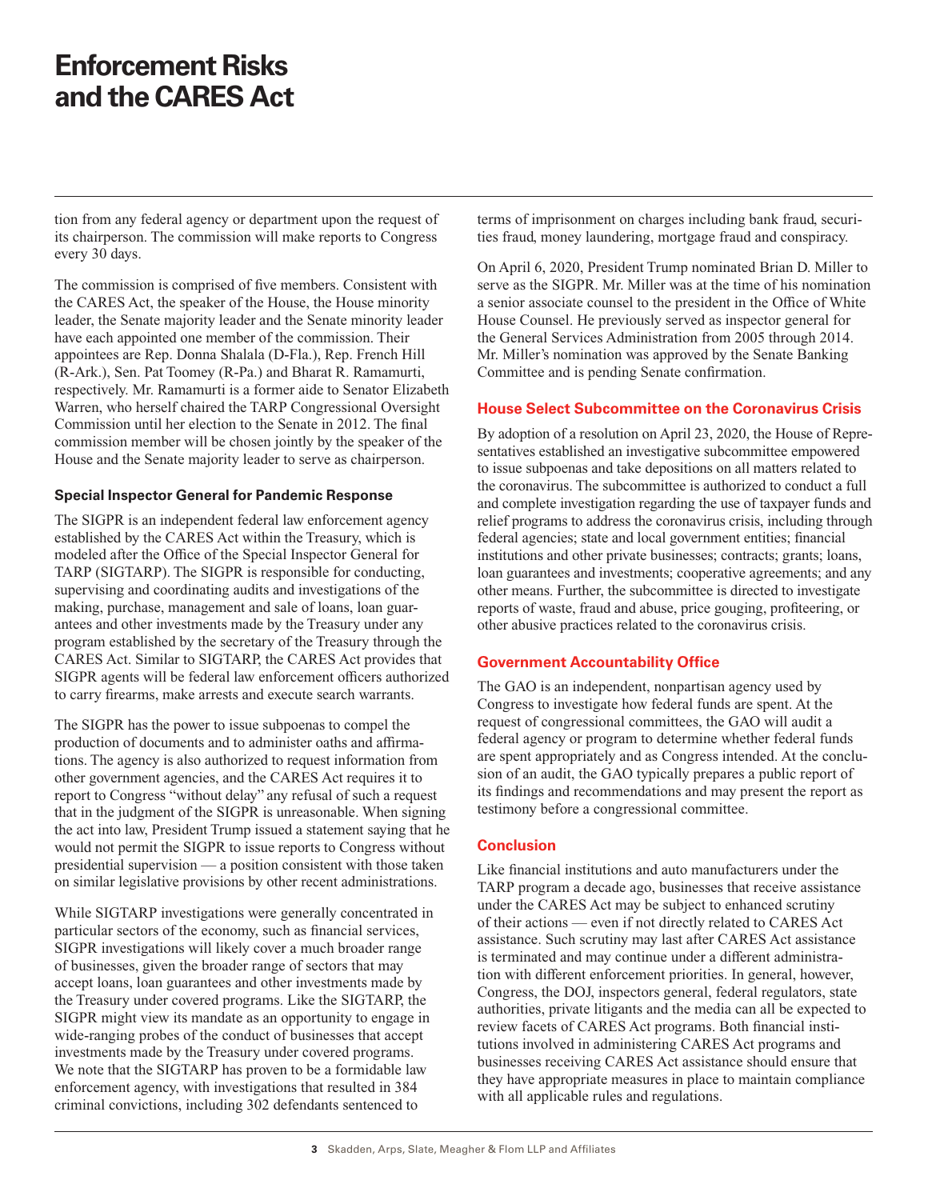tion from any federal agency or department upon the request of its chairperson. The commission will make reports to Congress every 30 days.

The commission is comprised of five members. Consistent with the CARES Act, the speaker of the House, the House minority leader, the Senate majority leader and the Senate minority leader have each appointed one member of the commission. Their appointees are Rep. Donna Shalala (D-Fla.), Rep. French Hill (R-Ark.), Sen. Pat Toomey (R-Pa.) and Bharat R. Ramamurti, respectively. Mr. Ramamurti is a former aide to Senator Elizabeth Warren, who herself chaired the TARP Congressional Oversight Commission until her election to the Senate in 2012. The final commission member will be chosen jointly by the speaker of the House and the Senate majority leader to serve as chairperson.

### Special Inspector General for Pandemic Response

The SIGPR is an independent federal law enforcement agency established by the CARES Act within the Treasury, which is modeled after the Office of the Special Inspector General for TARP (SIGTARP). The SIGPR is responsible for conducting, supervising and coordinating audits and investigations of the making, purchase, management and sale of loans, loan guarantees and other investments made by the Treasury under any program established by the secretary of the Treasury through the CARES Act. Similar to SIGTARP, the CARES Act provides that SIGPR agents will be federal law enforcement officers authorized to carry firearms, make arrests and execute search warrants.

The SIGPR has the power to issue subpoenas to compel the production of documents and to administer oaths and affirmations. The agency is also authorized to request information from other government agencies, and the CARES Act requires it to report to Congress "without delay" any refusal of such a request that in the judgment of the SIGPR is unreasonable. When signing the act into law, President Trump issued a statement saying that he would not permit the SIGPR to issue reports to Congress without presidential supervision — a position consistent with those taken on similar legislative provisions by other recent administrations.

While SIGTARP investigations were generally concentrated in particular sectors of the economy, such as financial services, SIGPR investigations will likely cover a much broader range of businesses, given the broader range of sectors that may accept loans, loan guarantees and other investments made by the Treasury under covered programs. Like the SIGTARP, the SIGPR might view its mandate as an opportunity to engage in wide-ranging probes of the conduct of businesses that accept investments made by the Treasury under covered programs. We note that the SIGTARP has proven to be a formidable law enforcement agency, with investigations that resulted in 384 criminal convictions, including 302 defendants sentenced to terms of imprisonment on charges including bank fraud, securities fraud, money laundering, mortgage fraud and conspiracy.

On April 6, 2020, President Trump nominated Brian D. Miller to serve as the SIGPR. Mr. Miller was at the time of his nomination a senior associate counsel to the president in the Office of White House Counsel. He previously served as inspector general for the General Services Administration from 2005 through 2014. Mr. Miller's nomination was approved by the Senate Banking Committee and is pending Senate confirmation.

### House Select Subcommittee on the Coronavirus Crisis

By adoption of a resolution on April 23, 2020, the House of Representatives established an investigative subcommittee empowered to issue subpoenas and take depositions on all matters related to the coronavirus. The subcommittee is authorized to conduct a full and complete investigation regarding the use of taxpayer funds and relief programs to address the coronavirus crisis, including through federal agencies; state and local government entities; financial institutions and other private businesses; contracts; grants; loans, loan guarantees and investments; cooperative agreements; and any other means. Further, the subcommittee is directed to investigate reports of waste, fraud and abuse, price gouging, profiteering, or other abusive practices related to the coronavirus crisis.

### Government Accountability Office

The GAO is an independent, nonpartisan agency used by Congress to investigate how federal funds are spent. At the request of congressional committees, the GAO will audit a federal agency or program to determine whether federal funds are spent appropriately and as Congress intended. At the conclusion of an audit, the GAO typically prepares a public report of its findings and recommendations and may present the report as testimony before a congressional committee.

### Conclusion

Like financial institutions and auto manufacturers under the TARP program a decade ago, businesses that receive assistance under the CARES Act may be subject to enhanced scrutiny of their actions — even if not directly related to CARES Act assistance. Such scrutiny may last after CARES Act assistance is terminated and may continue under a different administration with different enforcement priorities. In general, however, Congress, the DOJ, inspectors general, federal regulators, state authorities, private litigants and the media can all be expected to review facets of CARES Act programs. Both financial institutions involved in administering CARES Act programs and businesses receiving CARES Act assistance should ensure that they have appropriate measures in place to maintain compliance with all applicable rules and regulations.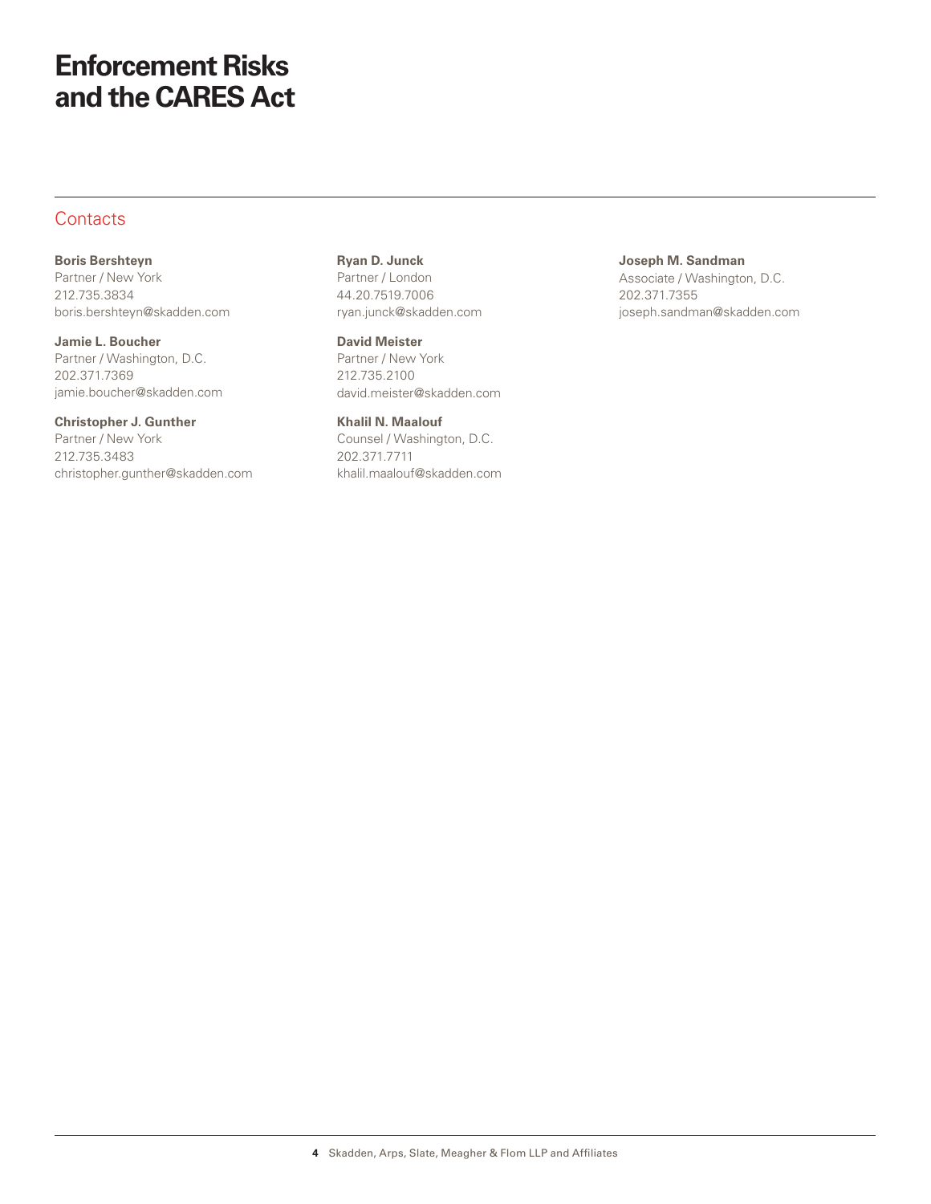# Enforcement Risks and the CARES Act

## Contacts

**Boris Bershteyn**
Partner / New York
212.735.3834
boris.bershteyn@skadden.com

**Jamie L. Boucher**
Partner / Washington, D.C.
202.371.7369
jamie.boucher@skadden.com

**Christopher J. Gunther**
Partner / New York
212.735.3483
christopher.gunther@skadden.com

**Ryan D. Junck**
Partner / London
44.20.7519.7006
ryan.junck@skadden.com

**David Meister**
Partner / New York
212.735.2100
david.meister@skadden.com

**Khalil N. Maalouf**
Counsel / Washington, D.C.
202.371.7711
khalil.maalouf@skadden.com

**Joseph M. Sandman**
Associate / Washington, D.C.
202.371.7355
joseph.sandman@skadden.com